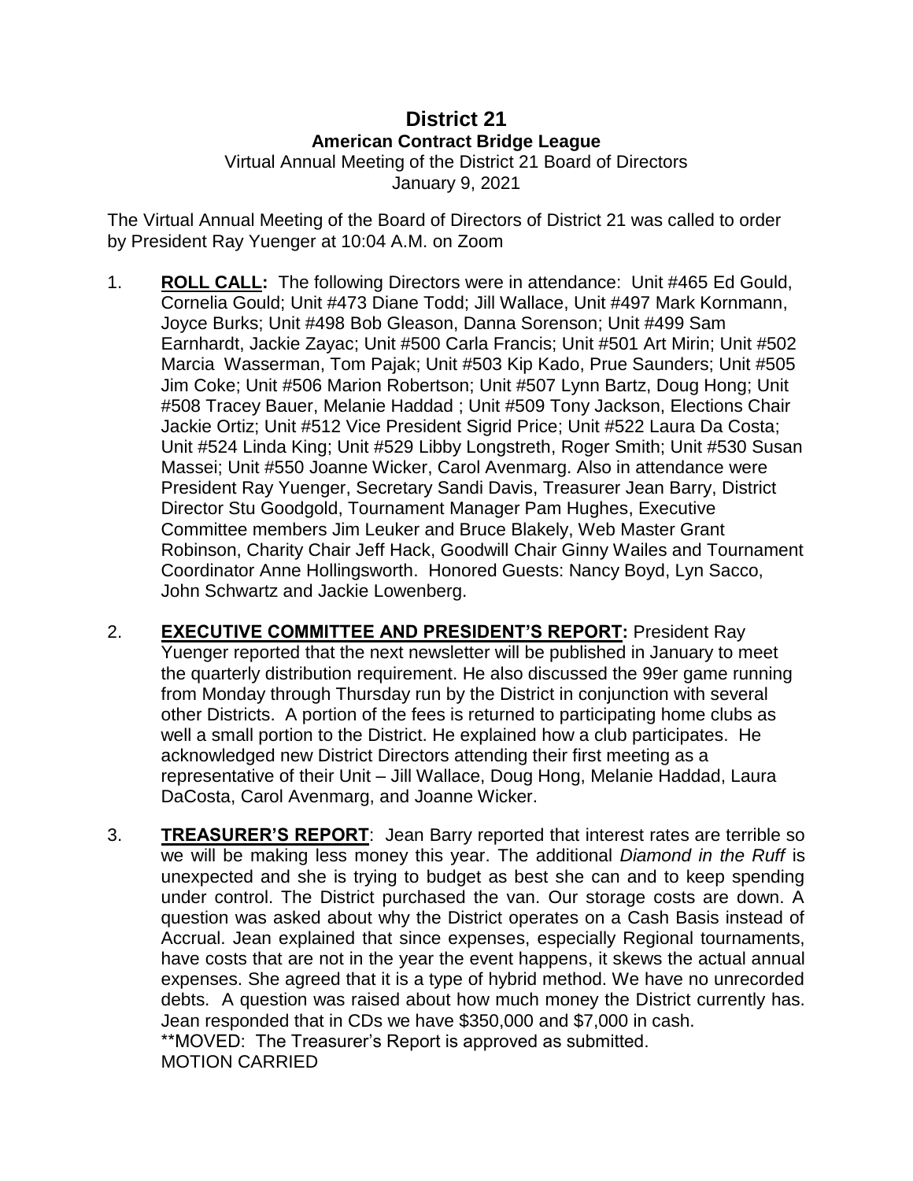# District 21

## American Contract Bridge League

Virtual Annual Meeting of the District 21 Board of Directors
January 9, 2021

The Virtual Annual Meeting of the Board of Directors of District 21 was called to order by President Ray Yuenger at 10:04 A.M. on Zoom

1. **ROLL CALL:** The following Directors were in attendance: Unit #465 Ed Gould, Cornelia Gould; Unit #473 Diane Todd; Jill Wallace, Unit #497 Mark Kornmann, Joyce Burks; Unit #498 Bob Gleason, Danna Sorenson; Unit #499 Sam Earnhardt, Jackie Zayac; Unit #500 Carla Francis; Unit #501 Art Mirin; Unit #502 Marcia Wasserman, Tom Pajak; Unit #503 Kip Kado, Prue Saunders; Unit #505 Jim Coke; Unit #506 Marion Robertson; Unit #507 Lynn Bartz, Doug Hong; Unit #508 Tracey Bauer, Melanie Haddad ; Unit #509 Tony Jackson, Elections Chair Jackie Ortiz; Unit #512 Vice President Sigrid Price; Unit #522 Laura Da Costa; Unit #524 Linda King; Unit #529 Libby Longstreth, Roger Smith; Unit #530 Susan Massei; Unit #550 Joanne Wicker, Carol Avenmarg. Also in attendance were President Ray Yuenger, Secretary Sandi Davis, Treasurer Jean Barry, District Director Stu Goodgold, Tournament Manager Pam Hughes, Executive Committee members Jim Leuker and Bruce Blakely, Web Master Grant Robinson, Charity Chair Jeff Hack, Goodwill Chair Ginny Wailes and Tournament Coordinator Anne Hollingsworth. Honored Guests: Nancy Boyd, Lyn Sacco, John Schwartz and Jackie Lowenberg.

2. **EXECUTIVE COMMITTEE AND PRESIDENT'S REPORT:** President Ray Yuenger reported that the next newsletter will be published in January to meet the quarterly distribution requirement. He also discussed the 99er game running from Monday through Thursday run by the District in conjunction with several other Districts. A portion of the fees is returned to participating home clubs as well a small portion to the District. He explained how a club participates. He acknowledged new District Directors attending their first meeting as a representative of their Unit – Jill Wallace, Doug Hong, Melanie Haddad, Laura DaCosta, Carol Avenmarg, and Joanne Wicker.

3. **TREASURER'S REPORT**: Jean Barry reported that interest rates are terrible so we will be making less money this year. The additional *Diamond in the Ruff* is unexpected and she is trying to budget as best she can and to keep spending under control. The District purchased the van. Our storage costs are down. A question was asked about why the District operates on a Cash Basis instead of Accrual. Jean explained that since expenses, especially Regional tournaments, have costs that are not in the year the event happens, it skews the actual annual expenses. She agreed that it is a type of hybrid method. We have no unrecorded debts. A question was raised about how much money the District currently has. Jean responded that in CDs we have $350,000 and $7,000 in cash.
   **MOVED: The Treasurer's Report is approved as submitted.
   MOTION CARRIED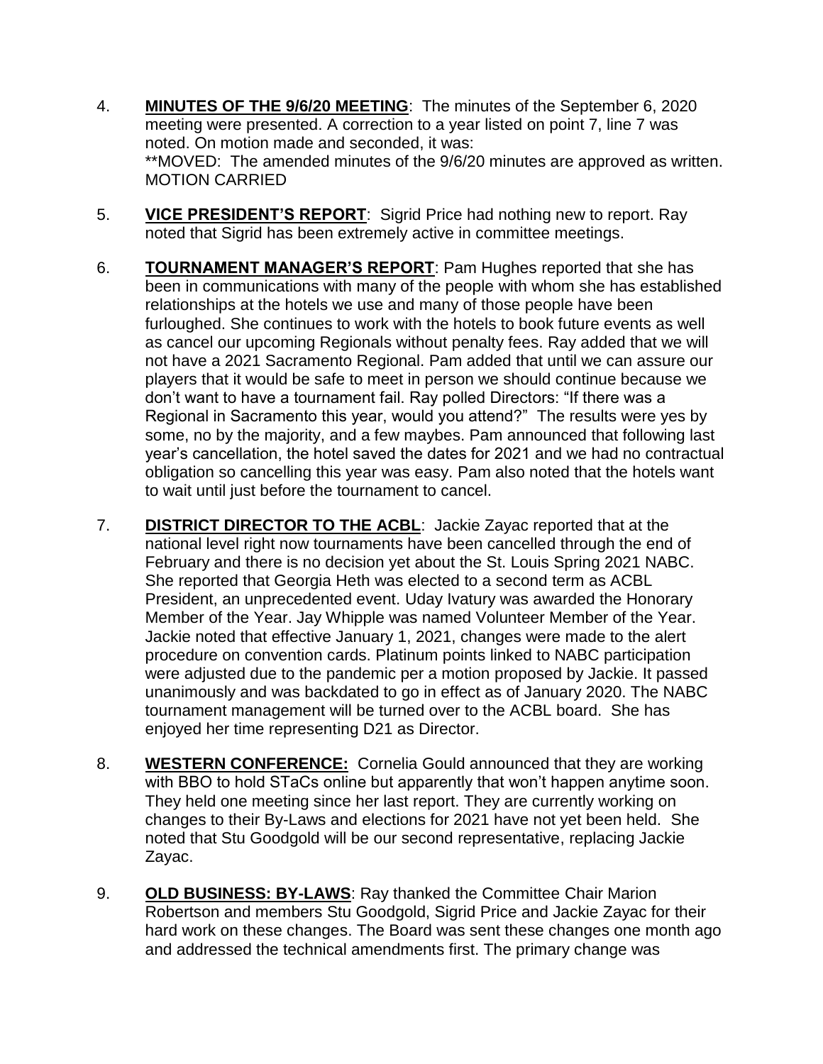4. **MINUTES OF THE 9/6/20 MEETING**: The minutes of the September 6, 2020 meeting were presented. A correction to a year listed on point 7, line 7 was noted. On motion made and seconded, it was:
   **MOVED: The amended minutes of the 9/6/20 minutes are approved as written. MOTION CARRIED

5. **VICE PRESIDENT'S REPORT**: Sigrid Price had nothing new to report. Ray noted that Sigrid has been extremely active in committee meetings.

6. **TOURNAMENT MANAGER'S REPORT**: Pam Hughes reported that she has been in communications with many of the people with whom she has established relationships at the hotels we use and many of those people have been furloughed. She continues to work with the hotels to book future events as well as cancel our upcoming Regionals without penalty fees. Ray added that we will not have a 2021 Sacramento Regional. Pam added that until we can assure our players that it would be safe to meet in person we should continue because we don't want to have a tournament fail. Ray polled Directors: "If there was a Regional in Sacramento this year, would you attend?" The results were yes by some, no by the majority, and a few maybes. Pam announced that following last year's cancellation, the hotel saved the dates for 2021 and we had no contractual obligation so cancelling this year was easy. Pam also noted that the hotels want to wait until just before the tournament to cancel.

7. **DISTRICT DIRECTOR TO THE ACBL**: Jackie Zayac reported that at the national level right now tournaments have been cancelled through the end of February and there is no decision yet about the St. Louis Spring 2021 NABC. She reported that Georgia Heth was elected to a second term as ACBL President, an unprecedented event. Uday Ivatury was awarded the Honorary Member of the Year. Jay Whipple was named Volunteer Member of the Year. Jackie noted that effective January 1, 2021, changes were made to the alert procedure on convention cards. Platinum points linked to NABC participation were adjusted due to the pandemic per a motion proposed by Jackie. It passed unanimously and was backdated to go in effect as of January 2020. The NABC tournament management will be turned over to the ACBL board. She has enjoyed her time representing D21 as Director.

8. **WESTERN CONFERENCE:** Cornelia Gould announced that they are working with BBO to hold STaCs online but apparently that won't happen anytime soon. They held one meeting since her last report. They are currently working on changes to their By-Laws and elections for 2021 have not yet been held. She noted that Stu Goodgold will be our second representative, replacing Jackie Zayac.

9. **OLD BUSINESS: BY-LAWS**: Ray thanked the Committee Chair Marion Robertson and members Stu Goodgold, Sigrid Price and Jackie Zayac for their hard work on these changes. The Board was sent these changes one month ago and addressed the technical amendments first. The primary change was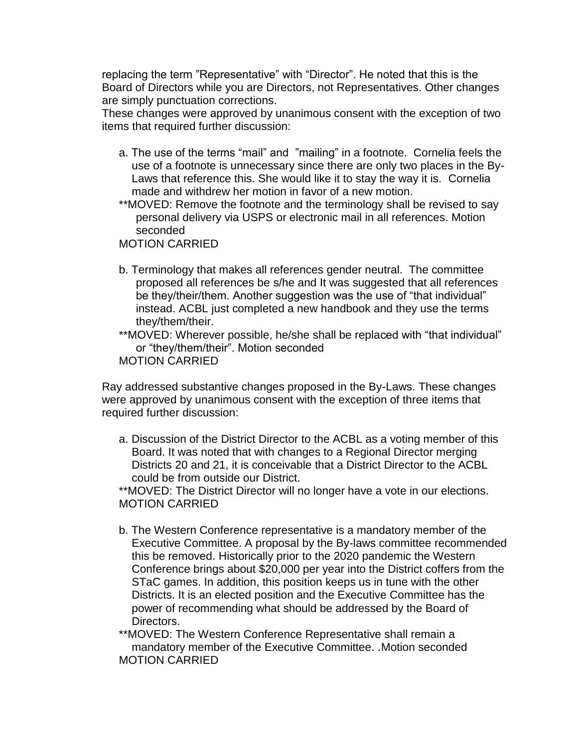replacing the term "Representative" with "Director". He noted that this is the Board of Directors while you are Directors, not Representatives. Other changes are simply punctuation corrections.
These changes were approved by unanimous consent with the exception of two items that required further discussion:

a. The use of the terms "mail" and "mailing" in a footnote. Cornelia feels the use of a footnote is unnecessary since there are only two places in the By-Laws that reference this. She would like it to stay the way it is. Cornelia made and withdrew her motion in favor of a new motion.

**MOVED: Remove the footnote and the terminology shall be revised to say personal delivery via USPS or electronic mail in all references. Motion seconded
MOTION CARRIED

b. Terminology that makes all references gender neutral. The committee proposed all references be s/he and It was suggested that all references be they/their/them. Another suggestion was the use of "that individual" instead. ACBL just completed a new handbook and they use the terms they/them/their.

**MOVED: Wherever possible, he/she shall be replaced with "that individual" or "they/them/their". Motion seconded
MOTION CARRIED

Ray addressed substantive changes proposed in the By-Laws. These changes were approved by unanimous consent with the exception of three items that required further discussion:

a. Discussion of the District Director to the ACBL as a voting member of this Board. It was noted that with changes to a Regional Director merging Districts 20 and 21, it is conceivable that a District Director to the ACBL could be from outside our District.

**MOVED: The District Director will no longer have a vote in our elections.
MOTION CARRIED

b. The Western Conference representative is a mandatory member of the Executive Committee. A proposal by the By-laws committee recommended this be removed. Historically prior to the 2020 pandemic the Western Conference brings about $20,000 per year into the District coffers from the STaC games. In addition, this position keeps us in tune with the other Districts. It is an elected position and the Executive Committee has the power of recommending what should be addressed by the Board of Directors.

**MOVED: The Western Conference Representative shall remain a mandatory member of the Executive Committee. .Motion seconded
MOTION CARRIED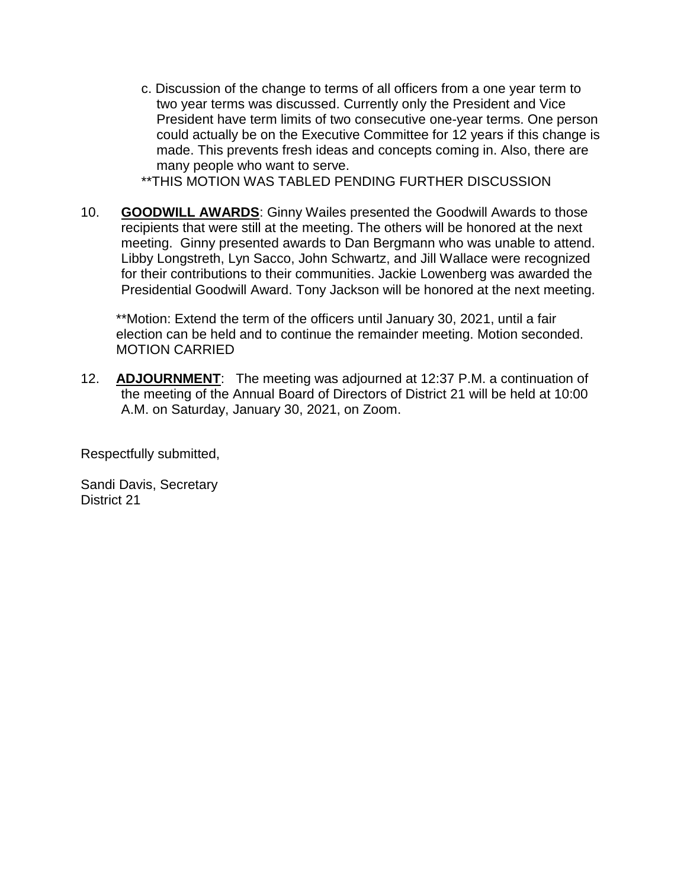c. Discussion of the change to terms of all officers from a one year term to two year terms was discussed. Currently only the President and Vice President have term limits of two consecutive one-year terms. One person could actually be on the Executive Committee for 12 years if this change is made. This prevents fresh ideas and concepts coming in. Also, there are many people who want to serve.

**THIS MOTION WAS TABLED PENDING FURTHER DISCUSSION

10. **GOODWILL AWARDS**: Ginny Wailes presented the Goodwill Awards to those recipients that were still at the meeting. The others will be honored at the next meeting. Ginny presented awards to Dan Bergmann who was unable to attend. Libby Longstreth, Lyn Sacco, John Schwartz, and Jill Wallace were recognized for their contributions to their communities. Jackie Lowenberg was awarded the Presidential Goodwill Award. Tony Jackson will be honored at the next meeting.

**Motion: Extend the term of the officers until January 30, 2021, until a fair election can be held and to continue the remainder meeting. Motion seconded. MOTION CARRIED

12. **ADJOURNMENT**: The meeting was adjourned at 12:37 P.M. a continuation of the meeting of the Annual Board of Directors of District 21 will be held at 10:00 A.M. on Saturday, January 30, 2021, on Zoom.

Respectfully submitted,

Sandi Davis, Secretary
District 21